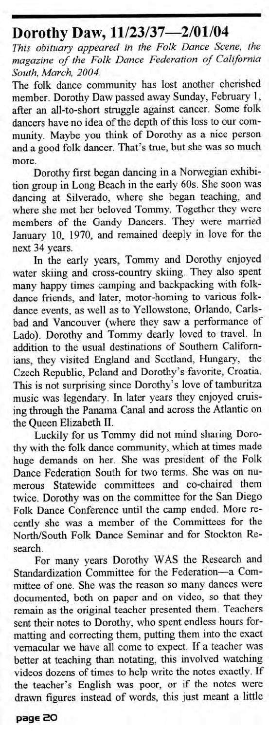## Dorothy Daw, 11/23/37—2/01/04

*This obituary appeared in the Folk Dance Scene, the magazine of the Folk Dance Federation of California South, March, 2004.*

The folk dance community has lost another cherished member. Dorothy Daw passed away Sunday, February 1, after an all-to-short struggle against cancer. Some folk dancers have no idea of the depth of this loss to our community. Maybe you think of Dorothy as a nice person and a good folk dancer. That's true, but she was so much more.

Dorothy first began dancing in a Norwegian exhibition group in Long Beach in the early 60s. She soon was dancing at Silverado, where she began teaching, and where she met her beloved Tommy. Together they were members of the Gandy Dancers. They were married January 10, 1970, and remained deeply in love for the next 34 years.

In the early years, Tommy and Dorothy enjoyed water skiing and cross-country skiing. They also spent many happy times camping and backpacking with folk-dance friends, and later, motor-homing to various folk-dance events, as well as to Yellowstone, Orlando, Carlsbad and Vancouver (where they saw a performance of Lado). Dorothy and Tommy dearly loved to travel. In addition to the usual destinations of Southern Californians, they visited England and Scotland, Hungary, the Czech Republic, Poland and Dorothy's favorite, Croatia. This is not surprising since Dorothy's love of tamburitza music was legendary. In later years they enjoyed cruising through the Panama Canal and across the Atlantic on the Queen Elizabeth II.

Luckily for us Tommy did not mind sharing Dorothy with the folk dance community, which at times made huge demands on her. She was president of the Folk Dance Federation South for two terms. She was on numerous Statewide committees and co-chaired them twice. Dorothy was on the committee for the San Diego Folk Dance Conference until the camp ended. More recently she was a member of the Committees for the North/South Folk Dance Seminar and for Stockton Research.

For many years Dorothy WAS the Research and Standardization Committee for the Federation—a Committee of one. She was the reason so many dances were documented, both on paper and on video, so that they remain as the original teacher presented them. Teachers sent their notes to Dorothy, who spent endless hours formatting and correcting them, putting them into the exact vernacular we have all come to expect. If a teacher was better at teaching than notating, this involved watching videos dozens of times to help write the notes exactly. If the teacher's English was poor, or if the notes were drawn figures instead of words, this just meant a little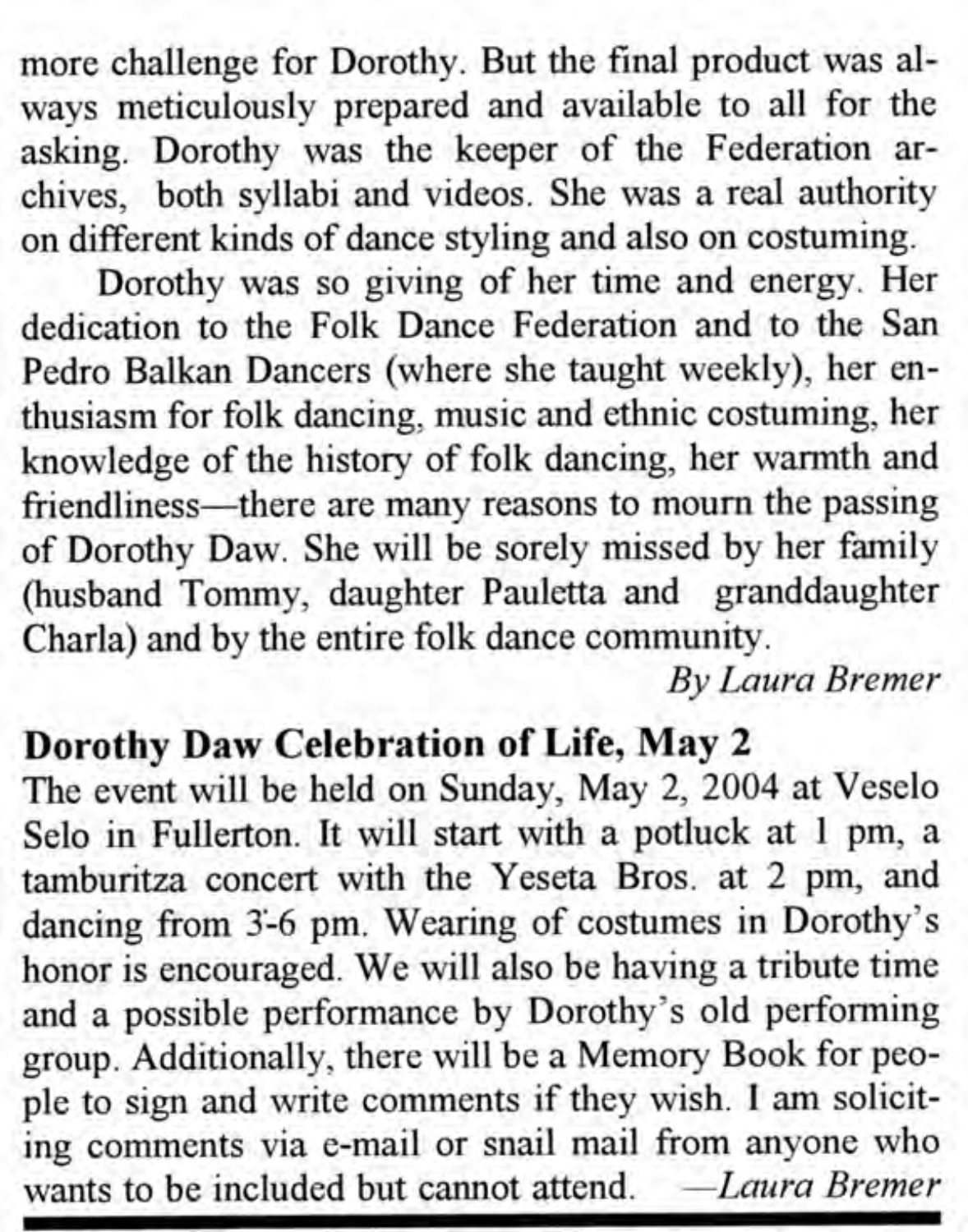more challenge for Dorothy. But the final product was always meticulously prepared and available to all for the asking. Dorothy was the keeper of the Federation archives, both syllabi and videos. She was a real authority on different kinds of dance styling and also on costuming.

Dorothy was so giving of her time and energy. Her dedication to the Folk Dance Federation and to the San Pedro Balkan Dancers (where she taught weekly), her enthusiasm for folk dancing, music and ethnic costuming, her knowledge of the history of folk dancing, her warmth and friendliness—there are many reasons to mourn the passing of Dorothy Daw. She will be sorely missed by her family (husband Tommy, daughter Pauletta and granddaughter Charla) and by the entire folk dance community.

*By Laura Bremer*

## Dorothy Daw Celebration of Life, May 2

The event will be held on Sunday, May 2, 2004 at Veselo Selo in Fullerton. It will start with a potluck at 1 pm, a tamburitza concert with the Yeseta Bros. at 2 pm, and dancing from 3-6 pm. Wearing of costumes in Dorothy's honor is encouraged. We will also be having a tribute time and a possible performance by Dorothy's old performing group. Additionally, there will be a Memory Book for people to sign and write comments if they wish. I am soliciting comments via e-mail or snail mail from anyone who wants to be included but cannot attend. *—Laura Bremer*